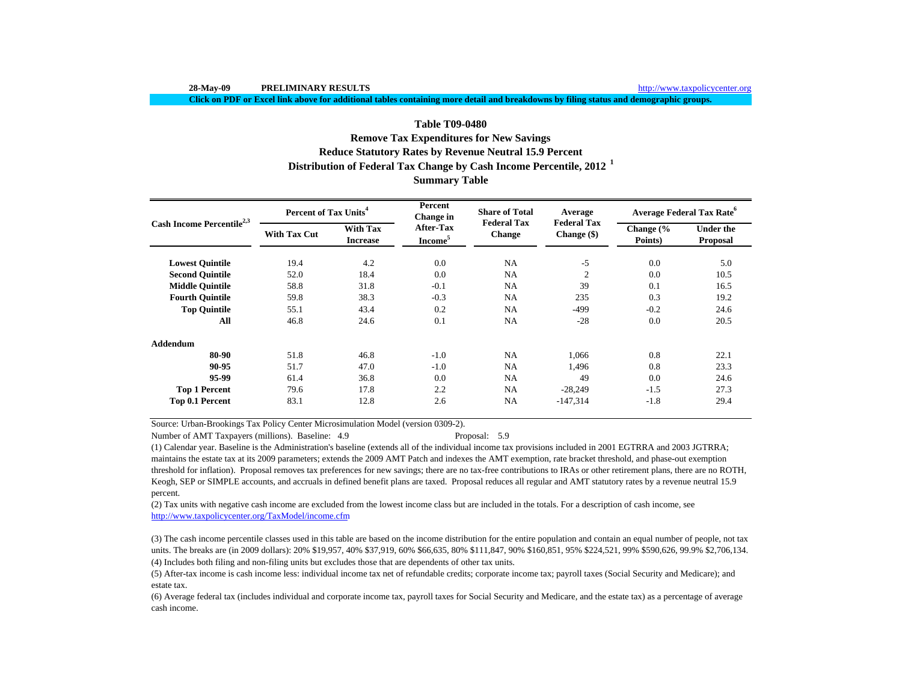28-May-09 **PRELIMINARY RESULTS** http://www.taxpolicycenter.org

**Click on PDF or Excel link above for additional tables containing more detail and breakdowns by filing status and demographic groups.**

## Table T09-0480
## Remove Tax Expenditures for New Savings
## Reduce Statutory Rates by Revenue Neutral 15.9 Percent
## Distribution of Federal Tax Change by Cash Income Percentile, 2012 [1]
## Summary Table

| Cash Income Percentile[2,3] | Percent of Tax Units[4] | | Percent Change in After-Tax Income[5] | Share of Total Federal Tax Change | Average Federal Tax Change ($) | Average Federal Tax Rate[6] | |
|---|---|---|---|---|---|---|---|
| | With Tax Cut | With Tax Increase | | | | Change (% Points) | Under the Proposal |
| **Lowest Quintile** | 19.4 | 4.2 | 0.0 | NA | -5 | 0.0 | 5.0 |
| **Second Quintile** | 52.0 | 18.4 | 0.0 | NA | 2 | 0.0 | 10.5 |
| **Middle Quintile** | 58.8 | 31.8 | -0.1 | NA | 39 | 0.1 | 16.5 |
| **Fourth Quintile** | 59.8 | 38.3 | -0.3 | NA | 235 | 0.3 | 19.2 |
| **Top Quintile** | 55.1 | 43.4 | 0.2 | NA | -499 | -0.2 | 24.6 |
| **All** | 46.8 | 24.6 | 0.1 | NA | -28 | 0.0 | 20.5 |
| **Addendum** | | | | | | | |
| **80-90** | 51.8 | 46.8 | -1.0 | NA | 1,066 | 0.8 | 22.1 |
| **90-95** | 51.7 | 47.0 | -1.0 | NA | 1,496 | 0.8 | 23.3 |
| **95-99** | 61.4 | 36.8 | 0.0 | NA | 49 | 0.0 | 24.6 |
| **Top 1 Percent** | 79.6 | 17.8 | 2.2 | NA | -28,249 | -1.5 | 27.3 |
| **Top 0.1 Percent** | 83.1 | 12.8 | 2.6 | NA | -147,314 | -1.8 | 29.4 |

Source: Urban-Brookings Tax Policy Center Microsimulation Model (version 0309-2).

Number of AMT Taxpayers (millions). Baseline: 4.9 Proposal: 5.9

(1) Calendar year. Baseline is the Administration's baseline (extends all of the individual income tax provisions included in 2001 EGTRRA and 2003 JGTRRA; maintains the estate tax at its 2009 parameters; extends the 2009 AMT Patch and indexes the AMT exemption, rate bracket threshold, and phase-out exemption threshold for inflation). Proposal removes tax preferences for new savings; there are no tax-free contributions to IRAs or other retirement plans, there are no ROTH, Keogh, SEP or SIMPLE accounts, and accruals in defined benefit plans are taxed. Proposal reduces all regular and AMT statutory rates by a revenue neutral 15.9 percent.

(2) Tax units with negative cash income are excluded from the lowest income class but are included in the totals. For a description of cash income, see http://www.taxpolicycenter.org/TaxModel/income.cfm

(3) The cash income percentile classes used in this table are based on the income distribution for the entire population and contain an equal number of people, not tax units. The breaks are (in 2009 dollars): 20% $19,957, 40% $37,919, 60% $66,635, 80% $111,847, 90% $160,851, 95% $224,521, 99% $590,626, 99.9% $2,706,134.

(4) Includes both filing and non-filing units but excludes those that are dependents of other tax units.

(5) After-tax income is cash income less: individual income tax net of refundable credits; corporate income tax; payroll taxes (Social Security and Medicare); and estate tax.

(6) Average federal tax (includes individual and corporate income tax, payroll taxes for Social Security and Medicare, and the estate tax) as a percentage of average cash income.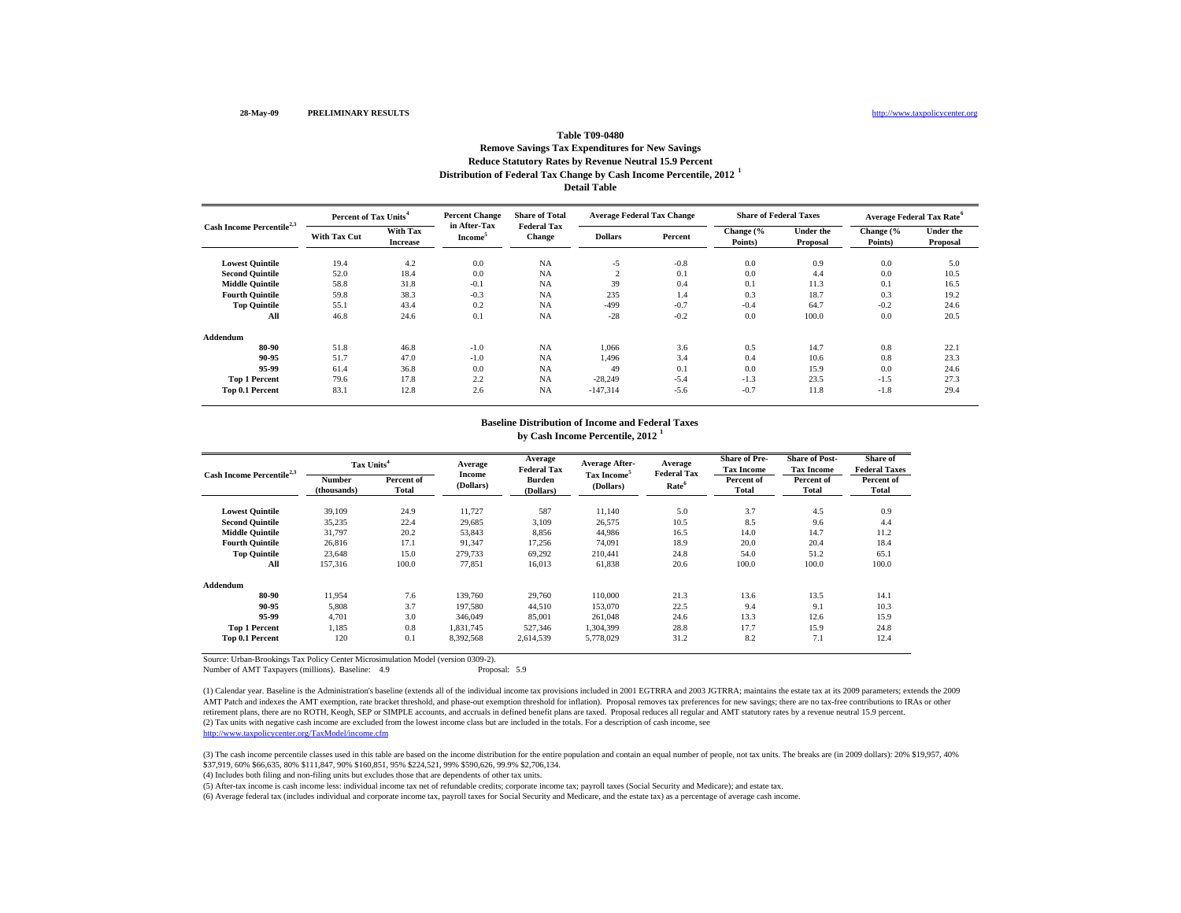28-May-09 PRELIMINARY RESULTS http://www.taxpolicycenter.org

# Table T09-0480
## Remove Savings Tax Expenditures for New Savings
## Reduce Statutory Rates by Revenue Neutral 15.9 Percent
## Distribution of Federal Tax Change by Cash Income Percentile, 2012 [1]
## Detail Table

| Cash Income Percentile[2,3] | Percent of Tax Units[4] | | Percent Change in After-Tax Income[5] | Share of Total Federal Tax Change | Average Federal Tax Change | | Share of Federal Taxes | | Average Federal Tax Rate[6] | |
|---|---|---|---|---|---|---|---|---|---|---|
| | With Tax Cut | With Tax Increase | | | Dollars | Percent | Change (% Points) | Under the Proposal | Change (% Points) | Under the Proposal |
| Lowest Quintile | 19.4 | 4.2 | 0.0 | NA | -5 | -0.8 | 0.0 | 0.9 | 0.0 | 5.0 |
| Second Quintile | 52.0 | 18.4 | 0.0 | NA | 2 | 0.1 | 0.0 | 4.4 | 0.0 | 10.5 |
| Middle Quintile | 58.8 | 31.8 | -0.1 | NA | 39 | 0.4 | 0.1 | 11.3 | 0.1 | 16.5 |
| Fourth Quintile | 59.8 | 38.3 | -0.3 | NA | 235 | 1.4 | 0.3 | 18.7 | 0.3 | 19.2 |
| Top Quintile | 55.1 | 43.4 | 0.2 | NA | -499 | -0.7 | -0.4 | 64.7 | -0.2 | 24.6 |
| All | 46.8 | 24.6 | 0.1 | NA | -28 | -0.2 | 0.0 | 100.0 | 0.0 | 20.5 |
| **Addendum** | | | | | | | | | | |
| 80-90 | 51.8 | 46.8 | -1.0 | NA | 1,066 | 3.6 | 0.5 | 14.7 | 0.8 | 22.1 |
| 90-95 | 51.7 | 47.0 | -1.0 | NA | 1,496 | 3.4 | 0.4 | 10.6 | 0.8 | 23.3 |
| 95-99 | 61.4 | 36.8 | 0.0 | NA | 49 | 0.1 | 0.0 | 15.9 | 0.0 | 24.6 |
| Top 1 Percent | 79.6 | 17.8 | 2.2 | NA | -28,249 | -5.4 | -1.3 | 23.5 | -1.5 | 27.3 |
| Top 0.1 Percent | 83.1 | 12.8 | 2.6 | NA | -147,314 | -5.6 | -0.7 | 11.8 | -1.8 | 29.4 |

## Baseline Distribution of Income and Federal Taxes by Cash Income Percentile, 2012 [1]

| Cash Income Percentile[2,3] | Tax Units[4] | | Average Income (Dollars) | Average Federal Tax Burden (Dollars) | Average After-Tax Income[5] (Dollars) | Average Federal Tax Rate[6] | Share of Pre-Tax Income | Share of Post-Tax Income | Share of Federal Taxes |
|---|---|---|---|---|---|---|---|---|---|
| | Number (thousands) | Percent of Total | | | | | Percent of Total | Percent of Total | Percent of Total |
| Lowest Quintile | 39,109 | 24.9 | 11,727 | 587 | 11,140 | 5.0 | 3.7 | 4.5 | 0.9 |
| Second Quintile | 35,235 | 22.4 | 29,685 | 3,109 | 26,575 | 10.5 | 8.5 | 9.6 | 4.4 |
| Middle Quintile | 31,797 | 20.2 | 53,843 | 8,856 | 44,986 | 16.5 | 14.0 | 14.7 | 11.2 |
| Fourth Quintile | 26,816 | 17.1 | 91,347 | 17,256 | 74,091 | 18.9 | 20.0 | 20.4 | 18.4 |
| Top Quintile | 23,648 | 15.0 | 279,733 | 69,292 | 210,441 | 24.8 | 54.0 | 51.2 | 65.1 |
| All | 157,316 | 100.0 | 77,851 | 16,013 | 61,838 | 20.6 | 100.0 | 100.0 | 100.0 |
| **Addendum** | | | | | | | | | |
| 80-90 | 11,954 | 7.6 | 139,760 | 29,760 | 110,000 | 21.3 | 13.6 | 13.5 | 14.1 |
| 90-95 | 5,808 | 3.7 | 197,580 | 44,510 | 153,070 | 22.5 | 9.4 | 9.1 | 10.3 |
| 95-99 | 4,701 | 3.0 | 346,049 | 85,001 | 261,048 | 24.6 | 13.3 | 12.6 | 15.9 |
| Top 1 Percent | 1,185 | 0.8 | 1,831,745 | 527,346 | 1,304,399 | 28.8 | 17.7 | 15.9 | 24.8 |
| Top 0.1 Percent | 120 | 0.1 | 8,392,568 | 2,614,539 | 5,778,029 | 31.2 | 8.2 | 7.1 | 12.4 |

Source: Urban-Brookings Tax Policy Center Microsimulation Model (version 0309-2).

Number of AMT Taxpayers (millions). Baseline: 4.9 Proposal: 5.9

(1) Calendar year. Baseline is the Administration's baseline (extends all of the individual income tax provisions included in 2001 EGTRRA and 2003 JGTRRA; maintains the estate tax at its 2009 parameters; extends the 2009 AMT Patch and indexes the AMT exemption, rate bracket threshold, and phase-out exemption threshold for inflation). Proposal removes tax preferences for new savings; there are no tax-free contributions to IRAs or other retirement plans, there are no ROTH, Keogh, SEP or SIMPLE accounts, and accruals in defined benefit plans are taxed. Proposal reduces all regular and AMT statutory rates by a revenue neutral 15.9 percent.

(2) Tax units with negative cash income are excluded from the lowest income class but are included in the totals. For a description of cash income, see http://www.taxpolicycenter.org/TaxModel/income.cfm

(3) The cash income percentile classes used in this table are based on the income distribution for the entire population and contain an equal number of people, not tax units. The breaks are (in 2009 dollars): 20% $19,957, 40% $37,919, 60% $66,635, 80% $111,847, 90% $160,851, 95% $224,521, 99% $590,626, 99.9% $2,706,134.

(4) Includes both filing and non-filing units but excludes those that are dependents of other tax units.

(5) After-tax income is cash income less: individual income tax net of refundable credits; corporate income tax; payroll taxes (Social Security and Medicare); and estate tax.

(6) Average federal tax (includes individual and corporate income tax, payroll taxes for Social Security and Medicare, and the estate tax) as a percentage of average cash income.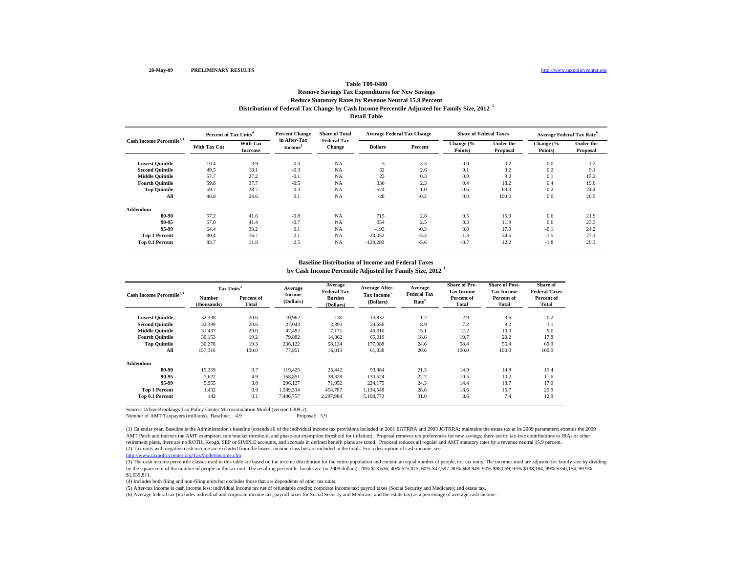28-May-09 **PRELIMINARY RESULTS** http://www.taxpolicycenter.org

### Table T09-0480
### Remove Savings Tax Expenditures for New Savings
### Reduce Statutory Rates by Revenue Neutral 15.9 Percent
### Distribution of Federal Tax Change by Cash Income Percentile Adjusted for Family Size, 2012 [1]
### Detail Table

| Cash Income Percentile[2,3] | Percent of Tax Units[4] | | Percent Change in After-Tax Income[5] | Share of Total Federal Tax Change | Average Federal Tax Change | | Share of Federal Taxes | | Average Federal Tax Rate[6] | |
|---|---|---|---|---|---|---|---|---|---|---|
| | With Tax Cut | With Tax Increase | | | Dollars | Percent | Change (% Points) | Under the Proposal | Change (% Points) | Under the Proposal |
| **Lowest Quintile** | 10.4 | 3.9 | 0.0 | NA | 5 | 3.5 | 0.0 | 0.2 | 0.0 | 1.2 |
| **Second Quintile** | 49.5 | 18.1 | -0.3 | NA | 62 | 2.6 | 0.1 | 3.2 | 0.2 | 9.1 |
| **Middle Quintile** | 57.7 | 27.2 | -0.1 | NA | 23 | 0.3 | 0.0 | 9.0 | 0.1 | 15.2 |
| **Fourth Quintile** | 59.8 | 37.7 | -0.5 | NA | 336 | 2.3 | 0.4 | 18.2 | 0.4 | 19.0 |
| **Top Quintile** | 59.7 | 38.7 | 0.3 | NA | -574 | -1.0 | -0.6 | 69.3 | -0.2 | 24.4 |
| **All** | 46.8 | 24.6 | 0.1 | NA | -28 | -0.2 | 0.0 | 100.0 | 0.0 | 20.5 |
| **Addendum** | | | | | | | | | | |
| **80-90** | 57.2 | 41.6 | -0.8 | NA | 715 | 2.8 | 0.5 | 15.9 | 0.6 | 21.9 |
| **90-95** | 57.0 | 41.4 | -0.7 | NA | 954 | 2.5 | 0.3 | 11.9 | 0.6 | 23.3 |
| **95-99** | 64.4 | 33.2 | 0.1 | NA | -193 | -0.3 | 0.0 | 17.0 | -0.1 | 24.2 |
| **Top 1 Percent** | 80.4 | 16.7 | 2.1 | NA | -24,052 | -5.3 | -1.3 | 24.5 | -1.5 | 27.1 |
| **Top 0.1 Percent** | 83.7 | 11.8 | 2.5 | NA | -129,289 | -5.6 | -0.7 | 12.2 | -1.8 | 29.3 |

### Baseline Distribution of Income and Federal Taxes
### by Cash Income Percentile Adjusted for Family Size, 2012 [1]

| Cash Income Percentile[2,3] | Tax Units[4] | | Average Income (Dollars) | Average Federal Tax Burden (Dollars) | Average After-Tax Income[5] (Dollars) | Average Federal Tax Rate[6] | Share of Pre-Tax Income | Share of Post-Tax Income | Share of Federal Taxes |
|---|---|---|---|---|---|---|---|---|---|
| | Number (thousands) | Percent of Total | | | | | Percent of Total | Percent of Total | Percent of Total |
| **Lowest Quintile** | 32,338 | 20.6 | 10,962 | 130 | 10,832 | 1.2 | 2.9 | 3.6 | 0.2 |
| **Second Quintile** | 32,399 | 20.6 | 27,043 | 2,393 | 24,650 | 8.9 | 7.2 | 8.2 | 3.1 |
| **Middle Quintile** | 31,437 | 20.0 | 47,482 | 7,171 | 40,310 | 15.1 | 12.2 | 13.0 | 9.0 |
| **Fourth Quintile** | 30,153 | 19.2 | 79,882 | 14,862 | 65,019 | 18.6 | 19.7 | 20.2 | 17.8 |
| **Top Quintile** | 30,278 | 19.3 | 236,122 | 58,134 | 177,988 | 24.6 | 58.4 | 55.4 | 69.9 |
| **All** | 157,316 | 100.0 | 77,851 | 16,013 | 61,838 | 20.6 | 100.0 | 100.0 | 100.0 |
| **Addendum** | | | | | | | | | |
| **80-90** | 15,269 | 9.7 | 119,425 | 25,442 | 93,984 | 21.3 | 14.9 | 14.8 | 15.4 |
| **90-95** | 7,622 | 4.9 | 168,851 | 38,328 | 130,524 | 22.7 | 10.5 | 10.2 | 11.6 |
| **95-99** | 5,955 | 3.8 | 296,127 | 71,952 | 224,175 | 24.3 | 14.4 | 13.7 | 17.0 |
| **Top 1 Percent** | 1,432 | 0.9 | 1,589,334 | 454,787 | 1,134,548 | 28.6 | 18.6 | 16.7 | 25.9 |
| **Top 0.1 Percent** | 142 | 0.1 | 7,406,757 | 2,297,984 | 5,108,773 | 31.0 | 8.6 | 7.4 | 12.9 |

Source: Urban-Brookings Tax Policy Center Microsimulation Model (version 0309-2).
Number of AMT Taxpayers (millions). Baseline: 4.9 Proposal: 5.9

(1) Calendar year. Baseline is the Administration's baseline (extends all of the individual income tax provisions included in 2001 EGTRRA and 2003 JGTRRA; maintains the estate tax at its 2009 parameters; extends the 2009 AMT Patch and indexes the AMT exemption, rate bracket threshold, and phase-out exemption threshold for inflation). Proposal removes tax preferences for new savings; there are no tax-free contributions to IRAs or other retirement plans, there are no ROTH, Keogh, SEP or SIMPLE accounts, and accruals in defined benefit plans are taxed. Proposal reduces all regular and AMT statutory rates by a revenue neutral 15.9 percent.
(2) Tax units with negative cash income are excluded from the lowest income class but are included in the totals. For a description of cash income, see http://www.taxpolicycenter.org/TaxModel/income.cfm
(3) The cash income percentile classes used in this table are based on the income distribution for the entire population and contain an equal number of people, not tax units. The incomes used are adjusted for family size by dividing by the square root of the number of people in the tax unit. The resulting percentile breaks are (in 2009 dollars): 20% $13,636, 40% $25,075, 60% $42,597, 80% $68,949, 90% $98,059, 95% $138,184, 99% $356,154, 99.9% $1,639,811.
(4) Includes both filing and non-filing units but excludes those that are dependents of other tax units.
(5) After-tax income is cash income less: individual income tax net of refundable credits; corporate income tax; payroll taxes (Social Security and Medicare); and estate tax.
(6) Average federal tax (includes individual and corporate income tax, payroll taxes for Social Security and Medicare, and the estate tax) as a percentage of average cash income.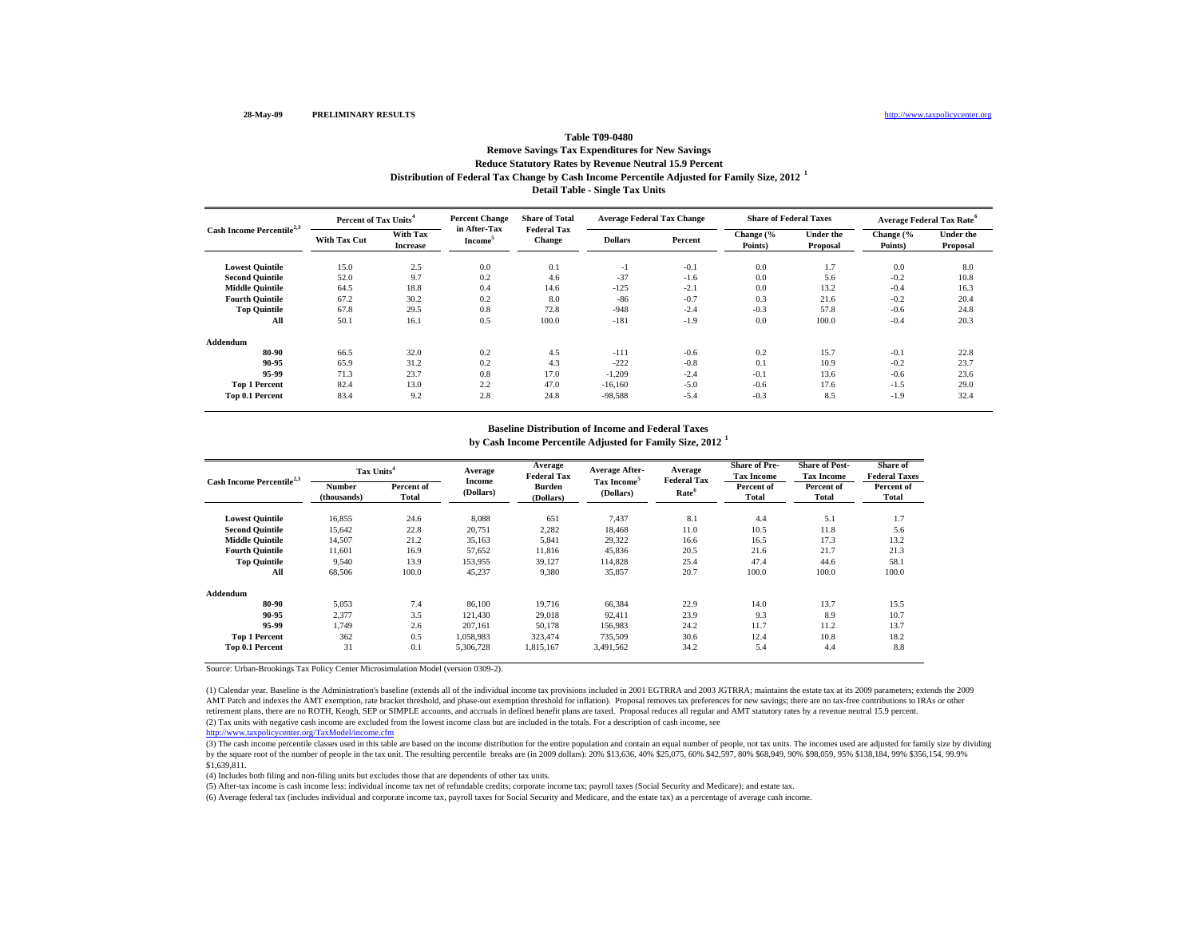28-May-09 PRELIMINARY RESULTS http://www.taxpolicycenter.org

# Table T09-0480

## Remove Savings Tax Expenditures for New Savings
## Reduce Statutory Rates by Revenue Neutral 15.9 Percent
## Distribution of Federal Tax Change by Cash Income Percentile Adjusted for Family Size, 2012 [1]
## Detail Table - Single Tax Units

| Cash Income Percentile[2,3] | Percent of Tax Units[4] | | Percent Change in After-Tax Income[5] | Share of Total Federal Tax Change | Average Federal Tax Change | | Share of Federal Taxes | | Average Federal Tax Rate[6] | |
|---|---|---|---|---|---|---|---|---|---|---|
| | With Tax Cut | With Tax Increase | | | Dollars | Percent | Change (% Points) | Under the Proposal | Change (% Points) | Under the Proposal |
| Lowest Quintile | 15.0 | 2.5 | 0.0 | 0.1 | -1 | -0.1 | 0.0 | 1.7 | 0.0 | 8.0 |
| Second Quintile | 52.0 | 9.7 | 0.2 | 4.6 | -37 | -1.6 | 0.0 | 5.6 | -0.2 | 10.8 |
| Middle Quintile | 64.5 | 18.8 | 0.4 | 14.6 | -125 | -2.1 | 0.0 | 13.2 | -0.4 | 16.3 |
| Fourth Quintile | 67.2 | 30.2 | 0.2 | 8.0 | -86 | -0.7 | 0.3 | 21.6 | -0.2 | 20.4 |
| Top Quintile | 67.8 | 29.5 | 0.8 | 72.8 | -948 | -2.4 | -0.3 | 57.8 | -0.6 | 24.8 |
| All | 50.1 | 16.1 | 0.5 | 100.0 | -181 | -1.9 | 0.0 | 100.0 | -0.4 | 20.3 |
| **Addendum** | | | | | | | | | | |
| 80-90 | 66.5 | 32.0 | 0.2 | 4.5 | -111 | -0.6 | 0.2 | 15.7 | -0.1 | 22.8 |
| 90-95 | 65.9 | 31.2 | 0.2 | 4.3 | -222 | -0.8 | 0.1 | 10.9 | -0.2 | 23.7 |
| 95-99 | 71.3 | 23.7 | 0.8 | 17.0 | -1,209 | -2.4 | -0.1 | 13.6 | -0.6 | 23.6 |
| Top 1 Percent | 82.4 | 13.0 | 2.2 | 47.0 | -16,160 | -5.0 | -0.6 | 17.6 | -1.5 | 29.0 |
| Top 0.1 Percent | 83.4 | 9.2 | 2.8 | 24.8 | -98,588 | -5.4 | -0.3 | 8.5 | -1.9 | 32.4 |

## Baseline Distribution of Income and Federal Taxes
## by Cash Income Percentile Adjusted for Family Size, 2012 [1]

| Cash Income Percentile[2,3] | Tax Units[4] | | Average Income (Dollars) | Average Federal Tax Burden (Dollars) | Average After-Tax Income[5] (Dollars) | Average Federal Tax Rate[6] | Share of Pre-Tax Income | Share of Post-Tax Income | Share of Federal Taxes |
|---|---|---|---|---|---|---|---|---|---|
| | Number (thousands) | Percent of Total | | | | | Percent of Total | Percent of Total | Percent of Total |
| Lowest Quintile | 16,855 | 24.6 | 8,088 | 651 | 7,437 | 8.1 | 4.4 | 5.1 | 1.7 |
| Second Quintile | 15,642 | 22.8 | 20,751 | 2,282 | 18,468 | 11.0 | 10.5 | 11.8 | 5.6 |
| Middle Quintile | 14,507 | 21.2 | 35,163 | 5,841 | 29,322 | 16.6 | 16.5 | 17.3 | 13.2 |
| Fourth Quintile | 11,601 | 16.9 | 57,652 | 11,816 | 45,836 | 20.5 | 21.6 | 21.7 | 21.3 |
| Top Quintile | 9,540 | 13.9 | 153,955 | 39,127 | 114,828 | 25.4 | 47.4 | 44.6 | 58.1 |
| All | 68,506 | 100.0 | 45,237 | 9,380 | 35,857 | 20.7 | 100.0 | 100.0 | 100.0 |
| **Addendum** | | | | | | | | | |
| 80-90 | 5,053 | 7.4 | 86,100 | 19,716 | 66,384 | 22.9 | 14.0 | 13.7 | 15.5 |
| 90-95 | 2,377 | 3.5 | 121,430 | 29,018 | 92,411 | 23.9 | 9.3 | 8.9 | 10.7 |
| 95-99 | 1,749 | 2.6 | 207,161 | 50,178 | 156,983 | 24.2 | 11.7 | 11.2 | 13.7 |
| Top 1 Percent | 362 | 0.5 | 1,058,983 | 323,474 | 735,509 | 30.6 | 12.4 | 10.8 | 18.2 |
| Top 0.1 Percent | 31 | 0.1 | 5,306,728 | 1,815,167 | 3,491,562 | 34.2 | 5.4 | 4.4 | 8.8 |

Source: Urban-Brookings Tax Policy Center Microsimulation Model (version 0309-2).

(1) Calendar year. Baseline is the Administration's baseline (extends all of the individual income tax provisions included in 2001 EGTRRA and 2003 JGTRRA; maintains the estate tax at its 2009 parameters; extends the 2009 AMT Patch and indexes the AMT exemption, rate bracket threshold, and phase-out exemption threshold for inflation). Proposal removes tax preferences for new savings; there are no tax-free contributions to IRAs or other retirement plans, there are no ROTH, Keogh, SEP or SIMPLE accounts, and accruals in defined benefit plans are taxed. Proposal reduces all regular and AMT statutory rates by a revenue neutral 15.9 percent.

(2) Tax units with negative cash income are excluded from the lowest income class but are included in the totals. For a description of cash income, see http://www.taxpolicycenter.org/TaxModel/income.cfm

(3) The cash income percentile classes used in this table are based on the income distribution for the entire population and contain an equal number of people, not tax units. The incomes used are adjusted for family size by dividing by the square root of the number of people in the tax unit. The resulting percentile breaks are (in 2009 dollars): 20% $13,636, 40% $25,075, 60% $42,597, 80% $68,949, 90% $98,059, 95% $138,184, 99% $356,154, 99.9% $1,639,811.

(4) Includes both filing and non-filing units but excludes those that are dependents of other tax units.

(5) After-tax income is cash income less: individual income tax net of refundable credits; corporate income tax; payroll taxes (Social Security and Medicare); and estate tax.

(6) Average federal tax (includes individual and corporate income tax, payroll taxes for Social Security and Medicare, and the estate tax) as a percentage of average cash income.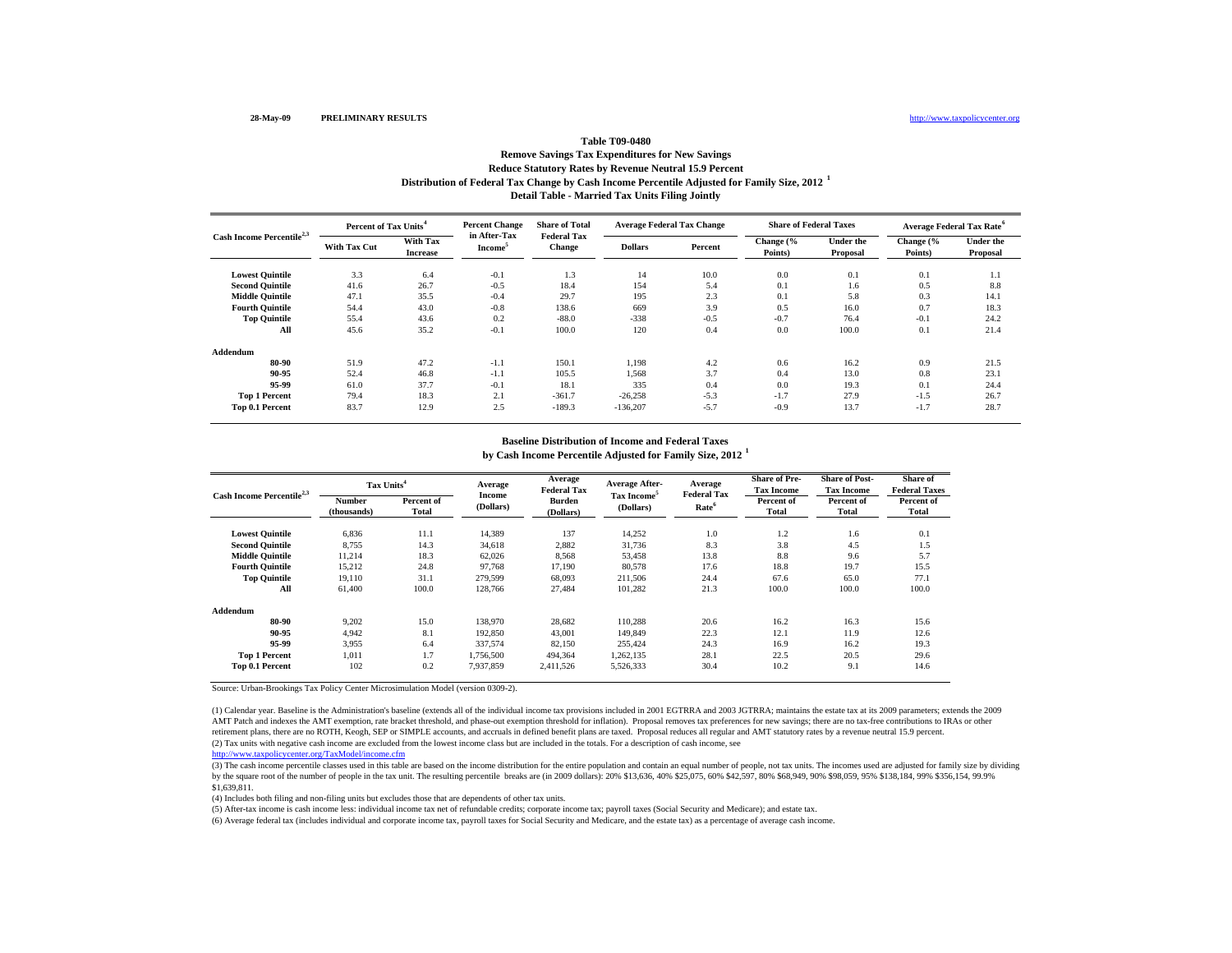28-May-09 PRELIMINARY RESULTS http://www.taxpolicycenter.org

# Table T09-0480

## Remove Savings Tax Expenditures for New Savings
## Reduce Statutory Rates by Revenue Neutral 15.9 Percent
## Distribution of Federal Tax Change by Cash Income Percentile Adjusted for Family Size, 2012 [1]
## Detail Table - Married Tax Units Filing Jointly

| Cash Income Percentile[2,3] | Percent of Tax Units[4] | | Percent Change in After-Tax Income[5] | Share of Total Federal Tax Change | Average Federal Tax Change | | Share of Federal Taxes | | Average Federal Tax Rate[6] | |
|---|---|---|---|---|---|---|---|---|---|---|
| | With Tax Cut | With Tax Increase | | | Dollars | Percent | Change (% Points) | Under the Proposal | Change (% Points) | Under the Proposal |
| Lowest Quintile | 3.3 | 6.4 | -0.1 | 1.3 | 14 | 10.0 | 0.0 | 0.1 | 0.1 | 1.1 |
| Second Quintile | 41.6 | 26.7 | -0.5 | 18.4 | 154 | 5.4 | 0.1 | 1.6 | 0.5 | 8.8 |
| Middle Quintile | 47.1 | 35.5 | -0.4 | 29.7 | 195 | 2.3 | 0.1 | 5.8 | 0.3 | 14.1 |
| Fourth Quintile | 54.4 | 43.0 | -0.8 | 138.6 | 669 | 3.9 | 0.5 | 16.0 | 0.7 | 18.3 |
| Top Quintile | 55.4 | 43.6 | 0.2 | -88.0 | -338 | -0.5 | -0.7 | 76.4 | -0.1 | 24.2 |
| All | 45.6 | 35.2 | -0.1 | 100.0 | 120 | 0.4 | 0.0 | 100.0 | 0.1 | 21.4 |
| **Addendum** | | | | | | | | | | |
| 80-90 | 51.9 | 47.2 | -1.1 | 150.1 | 1,198 | 4.2 | 0.6 | 16.2 | 0.9 | 21.5 |
| 90-95 | 52.4 | 46.8 | -1.1 | 105.5 | 1,568 | 3.7 | 0.4 | 13.0 | 0.8 | 23.1 |
| 95-99 | 61.0 | 37.7 | -0.1 | 18.1 | 335 | 0.4 | 0.0 | 19.3 | 0.1 | 24.4 |
| Top 1 Percent | 79.4 | 18.3 | 2.1 | -361.7 | -26,258 | -5.3 | -1.7 | 27.9 | -1.5 | 26.7 |
| Top 0.1 Percent | 83.7 | 12.9 | 2.5 | -189.3 | -136,207 | -5.7 | -0.9 | 13.7 | -1.7 | 28.7 |

## Baseline Distribution of Income and Federal Taxes
## by Cash Income Percentile Adjusted for Family Size, 2012 [1]

| Cash Income Percentile[2,3] | Tax Units[4] | | Average Income (Dollars) | Average Federal Tax Burden (Dollars) | Average After-Tax Income[5] (Dollars) | Average Federal Tax Rate[6] | Share of Pre-Tax Income | Share of Post-Tax Income | Share of Federal Taxes |
|---|---|---|---|---|---|---|---|---|---|
| | Number (thousands) | Percent of Total | | | | | Percent of Total | Percent of Total | Percent of Total |
| Lowest Quintile | 6,836 | 11.1 | 14,389 | 137 | 14,252 | 1.0 | 1.2 | 1.6 | 0.1 |
| Second Quintile | 8,755 | 14.3 | 34,618 | 2,882 | 31,736 | 8.3 | 3.8 | 4.5 | 1.5 |
| Middle Quintile | 11,214 | 18.3 | 62,026 | 8,568 | 53,458 | 13.8 | 8.8 | 9.6 | 5.7 |
| Fourth Quintile | 15,212 | 24.8 | 97,768 | 17,190 | 80,578 | 17.6 | 18.8 | 19.7 | 15.5 |
| Top Quintile | 19,110 | 31.1 | 279,599 | 68,093 | 211,506 | 24.4 | 67.6 | 65.0 | 77.1 |
| All | 61,400 | 100.0 | 128,766 | 27,484 | 101,282 | 21.3 | 100.0 | 100.0 | 100.0 |
| **Addendum** | | | | | | | | | |
| 80-90 | 9,202 | 15.0 | 138,970 | 28,682 | 110,288 | 20.6 | 16.2 | 16.3 | 15.6 |
| 90-95 | 4,942 | 8.1 | 192,850 | 43,001 | 149,849 | 22.3 | 12.1 | 11.9 | 12.6 |
| 95-99 | 3,955 | 6.4 | 337,574 | 82,150 | 255,424 | 24.3 | 16.9 | 16.2 | 19.3 |
| Top 1 Percent | 1,011 | 1.7 | 1,756,500 | 494,364 | 1,262,135 | 28.1 | 22.5 | 20.5 | 29.6 |
| Top 0.1 Percent | 102 | 0.2 | 7,937,859 | 2,411,526 | 5,526,333 | 30.4 | 10.2 | 9.1 | 14.6 |

Source: Urban-Brookings Tax Policy Center Microsimulation Model (version 0309-2).

(1) Calendar year. Baseline is the Administration's baseline (extends all of the individual income tax provisions included in 2001 EGTRRA and 2003 JGTRRA; maintains the estate tax at its 2009 parameters; extends the 2009 AMT Patch and indexes the AMT exemption, rate bracket threshold, and phase-out exemption threshold for inflation). Proposal removes tax preferences for new savings; there are no tax-free contributions to IRAs or other retirement plans, there are no ROTH, Keogh, SEP or SIMPLE accounts, and accruals in defined benefit plans are taxed. Proposal reduces all regular and AMT statutory rates by a revenue neutral 15.9 percent.

(2) Tax units with negative cash income are excluded from the lowest income class but are included in the totals. For a description of cash income, see http://www.taxpolicycenter.org/TaxModel/income.cfm

(3) The cash income percentile classes used in this table are based on the income distribution for the entire population and contain an equal number of people, not tax units. The incomes used are adjusted for family size by dividing by the square root of the number of people in the tax unit. The resulting percentile breaks are (in 2009 dollars): 20% $13,636, 40% $25,075, 60% $42,597, 80% $68,949, 90% $98,059, 95% $138,184, 99% $356,154, 99.9% $1,639,811.

(4) Includes both filing and non-filing units but excludes those that are dependents of other tax units.

(5) After-tax income is cash income less: individual income tax net of refundable credits; corporate income tax; payroll taxes (Social Security and Medicare); and estate tax.

(6) Average federal tax (includes individual and corporate income tax, payroll taxes for Social Security and Medicare, and the estate tax) as a percentage of average cash income.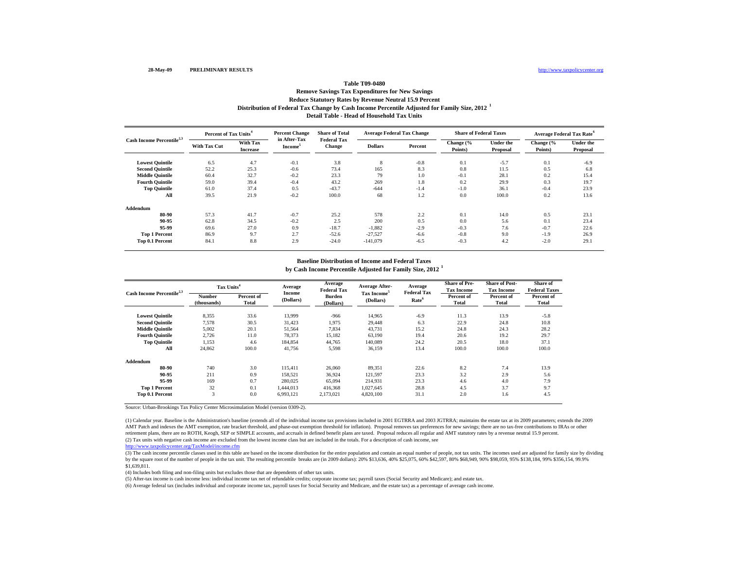28-May-09 PRELIMINARY RESULTS http://www.taxpolicycenter.org

## Table T09-0480

### Remove Savings Tax Expenditures for New Savings
### Reduce Statutory Rates by Revenue Neutral 15.9 Percent
### Distribution of Federal Tax Change by Cash Income Percentile Adjusted for Family Size, 2012 [1]
### Detail Table - Head of Household Tax Units

| Cash Income Percentile[2,3] | Percent of Tax Units[4] | | Percent Change in After-Tax Income[5] | Share of Total Federal Tax Change | Average Federal Tax Change | | Share of Federal Taxes | | Average Federal Tax Rate[6] | |
|---|---|---|---|---|---|---|---|---|---|---|
| | With Tax Cut | With Tax Increase | | | Dollars | Percent | Change (% Points) | Under the Proposal | Change (% Points) | Under the Proposal |
| Lowest Quintile | 6.5 | 4.7 | -0.1 | 3.8 | 8 | -0.8 | 0.1 | -5.7 | 0.1 | -6.9 |
| Second Quintile | 52.2 | 25.3 | -0.6 | 73.4 | 165 | 8.3 | 0.8 | 11.5 | 0.5 | 6.8 |
| Middle Quintile | 60.4 | 32.7 | -0.2 | 23.3 | 79 | 1.0 | -0.1 | 28.1 | 0.2 | 15.4 |
| Fourth Quintile | 59.0 | 39.4 | -0.4 | 43.2 | 269 | 1.8 | 0.2 | 29.9 | 0.3 | 19.7 |
| Top Quintile | 61.0 | 37.4 | 0.5 | -43.7 | -644 | -1.4 | -1.0 | 36.1 | -0.4 | 23.9 |
| All | 39.5 | 21.9 | -0.2 | 100.0 | 68 | 1.2 | 0.0 | 100.0 | 0.2 | 13.6 |
| **Addendum** | | | | | | | | | | |
| 80-90 | 57.3 | 41.7 | -0.7 | 25.2 | 578 | 2.2 | 0.1 | 14.0 | 0.5 | 23.1 |
| 90-95 | 62.8 | 34.5 | -0.2 | 2.5 | 200 | 0.5 | 0.0 | 5.6 | 0.1 | 23.4 |
| 95-99 | 69.6 | 27.0 | 0.9 | -18.7 | -1,882 | -2.9 | -0.3 | 7.6 | -0.7 | 22.6 |
| Top 1 Percent | 86.9 | 9.7 | 2.7 | -52.6 | -27,527 | -6.6 | -0.8 | 9.0 | -1.9 | 26.9 |
| Top 0.1 Percent | 84.1 | 8.8 | 2.9 | -24.0 | -141,079 | -6.5 | -0.3 | 4.2 | -2.0 | 29.1 |

### Baseline Distribution of Income and Federal Taxes
### by Cash Income Percentile Adjusted for Family Size, 2012 [1]

| Cash Income Percentile[2,3] | Tax Units[4] | | Average Income (Dollars) | Average Federal Tax Burden (Dollars) | Average After-Tax Income[5] (Dollars) | Average Federal Tax Rate[6] | Share of Pre-Tax Income | Share of Post-Tax Income | Share of Federal Taxes |
|---|---|---|---|---|---|---|---|---|---|
| | Number (thousands) | Percent of Total | | | | | Percent of Total | Percent of Total | Percent of Total |
| Lowest Quintile | 8,355 | 33.6 | 13,999 | -966 | 14,965 | -6.9 | 11.3 | 13.9 | -5.8 |
| Second Quintile | 7,578 | 30.5 | 31,423 | 1,975 | 29,448 | 6.3 | 22.9 | 24.8 | 10.8 |
| Middle Quintile | 5,002 | 20.1 | 51,564 | 7,834 | 43,731 | 15.2 | 24.8 | 24.3 | 28.2 |
| Fourth Quintile | 2,726 | 11.0 | 78,373 | 15,182 | 63,190 | 19.4 | 20.6 | 19.2 | 29.7 |
| Top Quintile | 1,153 | 4.6 | 184,854 | 44,765 | 140,089 | 24.2 | 20.5 | 18.0 | 37.1 |
| All | 24,862 | 100.0 | 41,756 | 5,598 | 36,159 | 13.4 | 100.0 | 100.0 | 100.0 |
| **Addendum** | | | | | | | | | |
| 80-90 | 740 | 3.0 | 115,411 | 26,060 | 89,351 | 22.6 | 8.2 | 7.4 | 13.9 |
| 90-95 | 211 | 0.9 | 158,521 | 36,924 | 121,597 | 23.3 | 3.2 | 2.9 | 5.6 |
| 95-99 | 169 | 0.7 | 280,025 | 65,094 | 214,931 | 23.3 | 4.6 | 4.0 | 7.9 |
| Top 1 Percent | 32 | 0.1 | 1,444,013 | 416,368 | 1,027,645 | 28.8 | 4.5 | 3.7 | 9.7 |
| Top 0.1 Percent | 3 | 0.0 | 6,993,121 | 2,173,021 | 4,820,100 | 31.1 | 2.0 | 1.6 | 4.5 |

Source: Urban-Brookings Tax Policy Center Microsimulation Model (version 0309-2).

(1) Calendar year. Baseline is the Administration's baseline (extends all of the individual income tax provisions included in 2001 EGTRRA and 2003 JGTRRA; maintains the estate tax at its 2009 parameters; extends the 2009 AMT Patch and indexes the AMT exemption, rate bracket threshold, and phase-out exemption threshold for inflation). Proposal removes tax preferences for new savings; there are no tax-free contributions to IRAs or other retirement plans, there are no ROTH, Keogh, SEP or SIMPLE accounts, and accruals in defined benefit plans are taxed. Proposal reduces all regular and AMT statutory rates by a revenue neutral 15.9 percent.

(2) Tax units with negative cash income are excluded from the lowest income class but are included in the totals. For a description of cash income, see http://www.taxpolicycenter.org/TaxModel/income.cfm

(3) The cash income percentile classes used in this table are based on the income distribution for the entire population and contain an equal number of people, not tax units. The incomes used are adjusted for family size by dividing by the square root of the number of people in the tax unit. The resulting percentile breaks are (in 2009 dollars): 20% $13,636, 40% $25,075, 60% $42,597, 80% $68,949, 90% $98,059, 95% $138,184, 99% $356,154, 99.9% $1,639,811.

(4) Includes both filing and non-filing units but excludes those that are dependents of other tax units.

(5) After-tax income is cash income less: individual income tax net of refundable credits; corporate income tax; payroll taxes (Social Security and Medicare); and estate tax.

(6) Average federal tax (includes individual and corporate income tax, payroll taxes for Social Security and Medicare, and the estate tax) as a percentage of average cash income.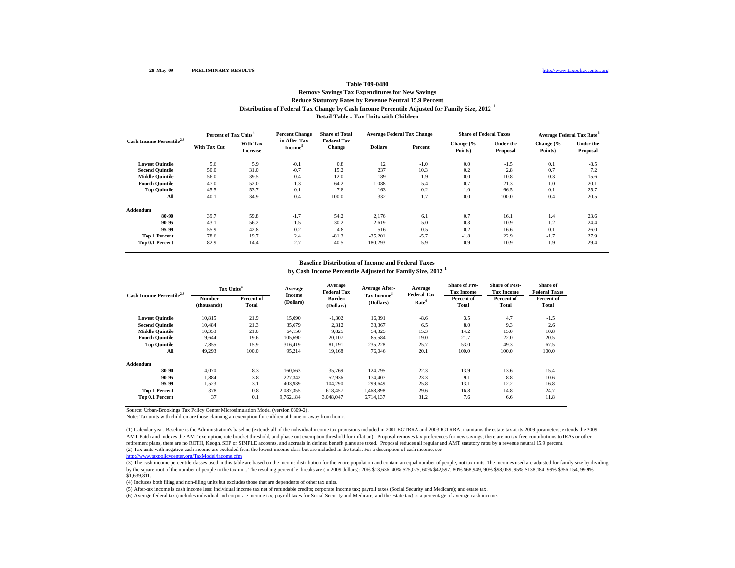28-May-09 **PRELIMINARY RESULTS** http://www.taxpolicycenter.org

## Table T09-0480
### Remove Savings Tax Expenditures for New Savings
### Reduce Statutory Rates by Revenue Neutral 15.9 Percent
### Distribution of Federal Tax Change by Cash Income Percentile Adjusted for Family Size, 2012 [1]
### Detail Table - Tax Units with Children

| Cash Income Percentile[2,3] | Percent of Tax Units[4] | | Percent Change in After-Tax Income[5] | Share of Total Federal Tax Change | Average Federal Tax Change | | Share of Federal Taxes | | Average Federal Tax Rate[6] | |
|---|---|---|---|---|---|---|---|---|---|---|
| | With Tax Cut | With Tax Increase | | | Dollars | Percent | Change (% Points) | Under the Proposal | Change (% Points) | Under the Proposal |
| Lowest Quintile | 5.6 | 5.9 | -0.1 | 0.8 | 12 | -1.0 | 0.0 | -1.5 | 0.1 | -8.5 |
| Second Quintile | 50.0 | 31.0 | -0.7 | 15.2 | 237 | 10.3 | 0.2 | 2.8 | 0.7 | 7.2 |
| Middle Quintile | 56.0 | 39.5 | -0.4 | 12.0 | 189 | 1.9 | 0.0 | 10.8 | 0.3 | 15.6 |
| Fourth Quintile | 47.0 | 52.0 | -1.3 | 64.2 | 1,088 | 5.4 | 0.7 | 21.3 | 1.0 | 20.1 |
| Top Quintile | 45.5 | 53.7 | -0.1 | 7.8 | 163 | 0.2 | -1.0 | 66.5 | 0.1 | 25.7 |
| All | 40.1 | 34.9 | -0.4 | 100.0 | 332 | 1.7 | 0.0 | 100.0 | 0.4 | 20.5 |
| **Addendum** | | | | | | | | | | |
| 80-90 | 39.7 | 59.8 | -1.7 | 54.2 | 2,176 | 6.1 | 0.7 | 16.1 | 1.4 | 23.6 |
| 90-95 | 43.1 | 56.2 | -1.5 | 30.2 | 2,619 | 5.0 | 0.3 | 10.9 | 1.2 | 24.4 |
| 95-99 | 55.9 | 42.8 | -0.2 | 4.8 | 516 | 0.5 | -0.2 | 16.6 | 0.1 | 26.0 |
| Top 1 Percent | 78.6 | 19.7 | 2.4 | -81.3 | -35,201 | -5.7 | -1.8 | 22.9 | -1.7 | 27.9 |
| Top 0.1 Percent | 82.9 | 14.4 | 2.7 | -40.5 | -180,293 | -5.9 | -0.9 | 10.9 | -1.9 | 29.4 |

### Baseline Distribution of Income and Federal Taxes by Cash Income Percentile Adjusted for Family Size, 2012 [1]

| Cash Income Percentile[2,3] | Tax Units[4] | | Average Income (Dollars) | Average Federal Tax Burden (Dollars) | Average After-Tax Income[5] (Dollars) | Average Federal Tax Rate[6] | Share of Pre-Tax Income | Share of Post-Tax Income | Share of Federal Taxes |
|---|---|---|---|---|---|---|---|---|---|
| | Number (thousands) | Percent of Total | | | | | Percent of Total | Percent of Total | Percent of Total |
| Lowest Quintile | 10,815 | 21.9 | 15,090 | -1,302 | 16,391 | -8.6 | 3.5 | 4.7 | -1.5 |
| Second Quintile | 10,484 | 21.3 | 35,679 | 2,312 | 33,367 | 6.5 | 8.0 | 9.3 | 2.6 |
| Middle Quintile | 10,353 | 21.0 | 64,150 | 9,825 | 54,325 | 15.3 | 14.2 | 15.0 | 10.8 |
| Fourth Quintile | 9,644 | 19.6 | 105,690 | 20,107 | 85,584 | 19.0 | 21.7 | 22.0 | 20.5 |
| Top Quintile | 7,855 | 15.9 | 316,419 | 81,191 | 235,228 | 25.7 | 53.0 | 49.3 | 67.5 |
| All | 49,293 | 100.0 | 95,214 | 19,168 | 76,046 | 20.1 | 100.0 | 100.0 | 100.0 |
| **Addendum** | | | | | | | | | |
| 80-90 | 4,070 | 8.3 | 160,563 | 35,769 | 124,795 | 22.3 | 13.9 | 13.6 | 15.4 |
| 90-95 | 1,884 | 3.8 | 227,342 | 52,936 | 174,407 | 23.3 | 9.1 | 8.8 | 10.6 |
| 95-99 | 1,523 | 3.1 | 403,939 | 104,290 | 299,649 | 25.8 | 13.1 | 12.2 | 16.8 |
| Top 1 Percent | 378 | 0.8 | 2,087,355 | 618,457 | 1,468,898 | 29.6 | 16.8 | 14.8 | 24.7 |
| Top 0.1 Percent | 37 | 0.1 | 9,762,184 | 3,048,047 | 6,714,137 | 31.2 | 7.6 | 6.6 | 11.8 |

Source: Urban-Brookings Tax Policy Center Microsimulation Model (version 0309-2).

Note: Tax units with children are those claiming an exemption for children at home or away from home.

(1) Calendar year. Baseline is the Administration's baseline (extends all of the individual income tax provisions included in 2001 EGTRRA and 2003 JGTRRA; maintains the estate tax at its 2009 parameters; extends the 2009 AMT Patch and indexes the AMT exemption, rate bracket threshold, and phase-out exemption threshold for inflation). Proposal removes tax preferences for new savings; there are no tax-free contributions to IRAs or other retirement plans, there are no ROTH, Keogh, SEP or SIMPLE accounts, and accruals in defined benefit plans are taxed. Proposal reduces all regular and AMT statutory rates by a revenue neutral 15.9 percent.

(2) Tax units with negative cash income are excluded from the lowest income class but are included in the totals. For a description of cash income, see http://www.taxpolicycenter.org/TaxModel/income.cfm

(3) The cash income percentile classes used in this table are based on the income distribution for the entire population and contain an equal number of people, not tax units. The incomes used are adjusted for family size by dividing by the square root of the number of people in the tax unit. The resulting percentile breaks are (in 2009 dollars): 20% $13,636, 40% $25,075, 60% $42,597, 80% $68,949, 90% $98,059, 95% $138,184, 99% $356,154, 99.9% $1,639,811.

(4) Includes both filing and non-filing units but excludes those that are dependents of other tax units.

(5) After-tax income is cash income less: individual income tax net of refundable credits; corporate income tax; payroll taxes (Social Security and Medicare); and estate tax.

(6) Average federal tax (includes individual and corporate income tax, payroll taxes for Social Security and Medicare, and the estate tax) as a percentage of average cash income.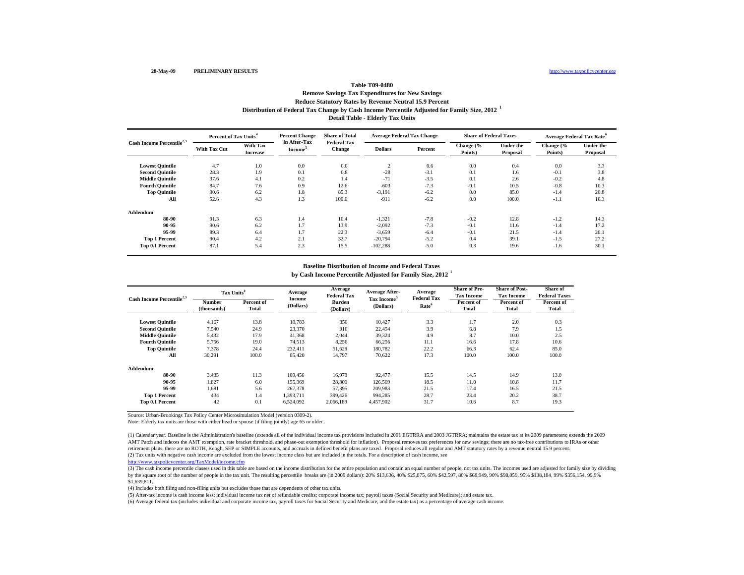28-May-09 **PRELIMINARY RESULTS** http://www.taxpolicycenter.org

### Table T09-0480
### Remove Savings Tax Expenditures for New Savings
### Reduce Statutory Rates by Revenue Neutral 15.9 Percent
### Distribution of Federal Tax Change by Cash Income Percentile Adjusted for Family Size, 2012 [1]
### Detail Table - Elderly Tax Units

| Cash Income Percentile[2,3] | Percent of Tax Units[4] | | Percent Change in After-Tax Income[5] | Share of Total Federal Tax Change | Average Federal Tax Change | | Share of Federal Taxes | | Average Federal Tax Rate[6] | |
|---|---|---|---|---|---|---|---|---|---|---|
| | With Tax Cut | With Tax Increase | | | Dollars | Percent | Change (% Points) | Under the Proposal | Change (% Points) | Under the Proposal |
| Lowest Quintile | 4.7 | 1.0 | 0.0 | 0.0 | 2 | 0.6 | 0.0 | 0.4 | 0.0 | 3.3 |
| Second Quintile | 28.3 | 1.9 | 0.1 | 0.8 | -28 | -3.1 | 0.1 | 1.6 | -0.1 | 3.8 |
| Middle Quintile | 37.6 | 4.1 | 0.2 | 1.4 | -71 | -3.5 | 0.1 | 2.6 | -0.2 | 4.8 |
| Fourth Quintile | 84.7 | 7.6 | 0.9 | 12.6 | -603 | -7.3 | -0.1 | 10.5 | -0.8 | 10.3 |
| Top Quintile | 90.6 | 6.2 | 1.8 | 85.3 | -3,191 | -6.2 | 0.0 | 85.0 | -1.4 | 20.8 |
| All | 52.6 | 4.3 | 1.3 | 100.0 | -911 | -6.2 | 0.0 | 100.0 | -1.1 | 16.3 |
| **Addendum** | | | | | | | | | | |
| 80-90 | 91.3 | 6.3 | 1.4 | 16.4 | -1,321 | -7.8 | -0.2 | 12.8 | -1.2 | 14.3 |
| 90-95 | 90.6 | 6.2 | 1.7 | 13.9 | -2,092 | -7.3 | -0.1 | 11.6 | -1.4 | 17.2 |
| 95-99 | 89.3 | 6.4 | 1.7 | 22.3 | -3,659 | -6.4 | -0.1 | 21.5 | -1.4 | 20.1 |
| Top 1 Percent | 90.4 | 4.2 | 2.1 | 32.7 | -20,794 | -5.2 | 0.4 | 39.1 | -1.5 | 27.2 |
| Top 0.1 Percent | 87.1 | 5.4 | 2.3 | 15.5 | -102,288 | -5.0 | 0.3 | 19.6 | -1.6 | 30.1 |

### Baseline Distribution of Income and Federal Taxes
### by Cash Income Percentile Adjusted for Family Size, 2012 [1]

| Cash Income Percentile[2,3] | Tax Units[4] | | Average Income (Dollars) | Average Federal Tax Burden (Dollars) | Average After-Tax Income[5] (Dollars) | Average Federal Tax Rate[6] | Share of Pre-Tax Income | Share of Post-Tax Income | Share of Federal Taxes |
|---|---|---|---|---|---|---|---|---|---|
| | Number (thousands) | Percent of Total | | | | | Percent of Total | Percent of Total | Percent of Total |
| Lowest Quintile | 4,167 | 13.8 | 10,783 | 356 | 10,427 | 3.3 | 1.7 | 2.0 | 0.3 |
| Second Quintile | 7,540 | 24.9 | 23,370 | 916 | 22,454 | 3.9 | 6.8 | 7.9 | 1.5 |
| Middle Quintile | 5,432 | 17.9 | 41,368 | 2,044 | 39,324 | 4.9 | 8.7 | 10.0 | 2.5 |
| Fourth Quintile | 5,756 | 19.0 | 74,513 | 8,256 | 66,256 | 11.1 | 16.6 | 17.8 | 10.6 |
| Top Quintile | 7,378 | 24.4 | 232,411 | 51,629 | 180,782 | 22.2 | 66.3 | 62.4 | 85.0 |
| All | 30,291 | 100.0 | 85,420 | 14,797 | 70,622 | 17.3 | 100.0 | 100.0 | 100.0 |
| **Addendum** | | | | | | | | | |
| 80-90 | 3,435 | 11.3 | 109,456 | 16,979 | 92,477 | 15.5 | 14.5 | 14.9 | 13.0 |
| 90-95 | 1,827 | 6.0 | 155,369 | 28,800 | 126,569 | 18.5 | 11.0 | 10.8 | 11.7 |
| 95-99 | 1,681 | 5.6 | 267,378 | 57,395 | 209,983 | 21.5 | 17.4 | 16.5 | 21.5 |
| Top 1 Percent | 434 | 1.4 | 1,393,711 | 399,426 | 994,285 | 28.7 | 23.4 | 20.2 | 38.7 |
| Top 0.1 Percent | 42 | 0.1 | 6,524,092 | 2,066,189 | 4,457,902 | 31.7 | 10.6 | 8.7 | 19.3 |

Source: Urban-Brookings Tax Policy Center Microsimulation Model (version 0309-2).

Note: Elderly tax units are those with either head or spouse (if filing jointly) age 65 or older.

(1) Calendar year. Baseline is the Administration's baseline (extends all of the individual income tax provisions included in 2001 EGTRRA and 2003 JGTRRA; maintains the estate tax at its 2009 parameters; extends the 2009 AMT Patch and indexes the AMT exemption, rate bracket threshold, and phase-out exemption threshold for inflation). Proposal removes tax preferences for new savings; there are no tax-free contributions to IRAs or other retirement plans, there are no ROTH, Keogh, SEP or SIMPLE accounts, and accruals in defined benefit plans are taxed. Proposal reduces all regular and AMT statutory rates by a revenue neutral 15.9 percent.

(2) Tax units with negative cash income are excluded from the lowest income class but are included in the totals. For a description of cash income, see http://www.taxpolicycenter.org/TaxModel/income.cfm

(3) The cash income percentile classes used in this table are based on the income distribution for the entire population and contain an equal number of people, not tax units. The incomes used are adjusted for family size by dividing by the square root of the number of people in the tax unit. The resulting percentile breaks are (in 2009 dollars): 20% $13,636, 40% $25,075, 60% $42,597, 80% $68,949, 90% $98,059, 95% $138,184, 99% $356,154, 99.9% $1,639,811.

(4) Includes both filing and non-filing units but excludes those that are dependents of other tax units.

(5) After-tax income is cash income less: individual income tax net of refundable credits; corporate income tax; payroll taxes (Social Security and Medicare); and estate tax.

(6) Average federal tax (includes individual and corporate income tax, payroll taxes for Social Security and Medicare, and the estate tax) as a percentage of average cash income.